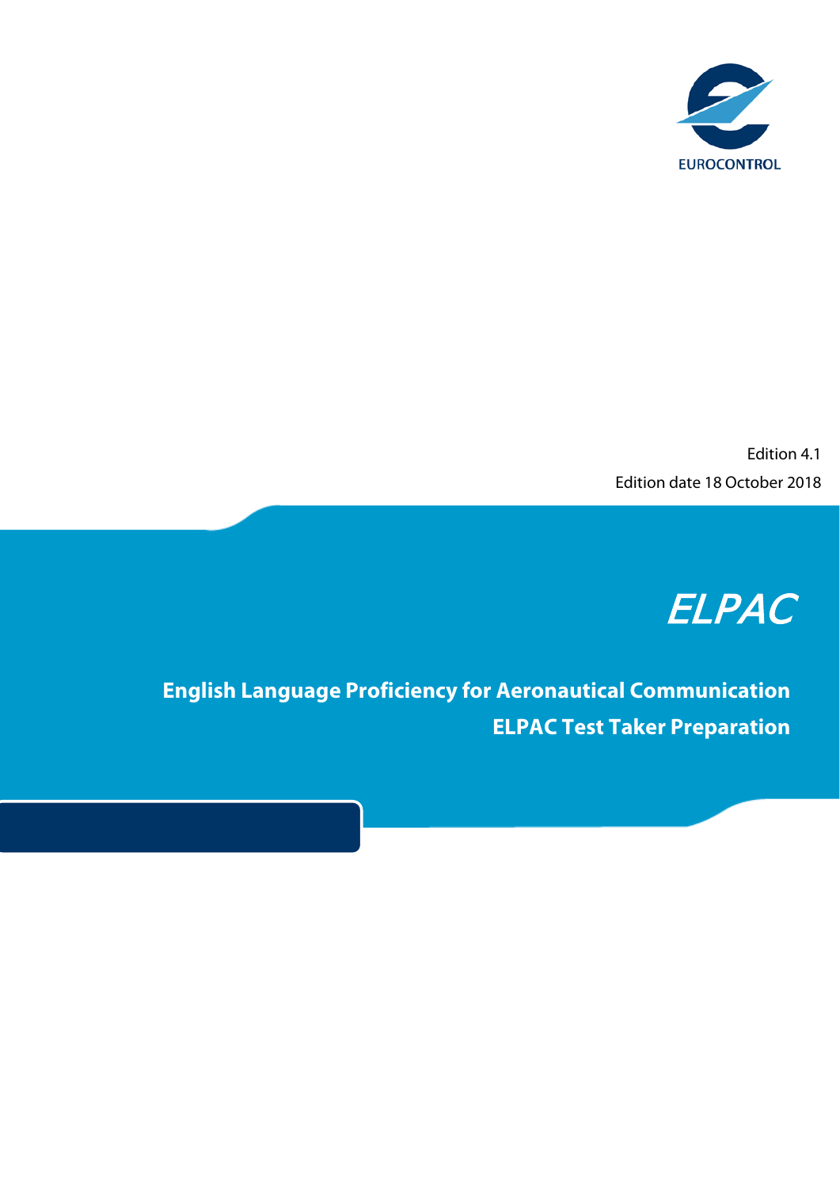EUROCONTROL

Edition 4.1

Edition date 18 October 2018

# ELPAC

## English Language Proficiency for Aeronautical Communication

## ELPAC Test Taker Preparation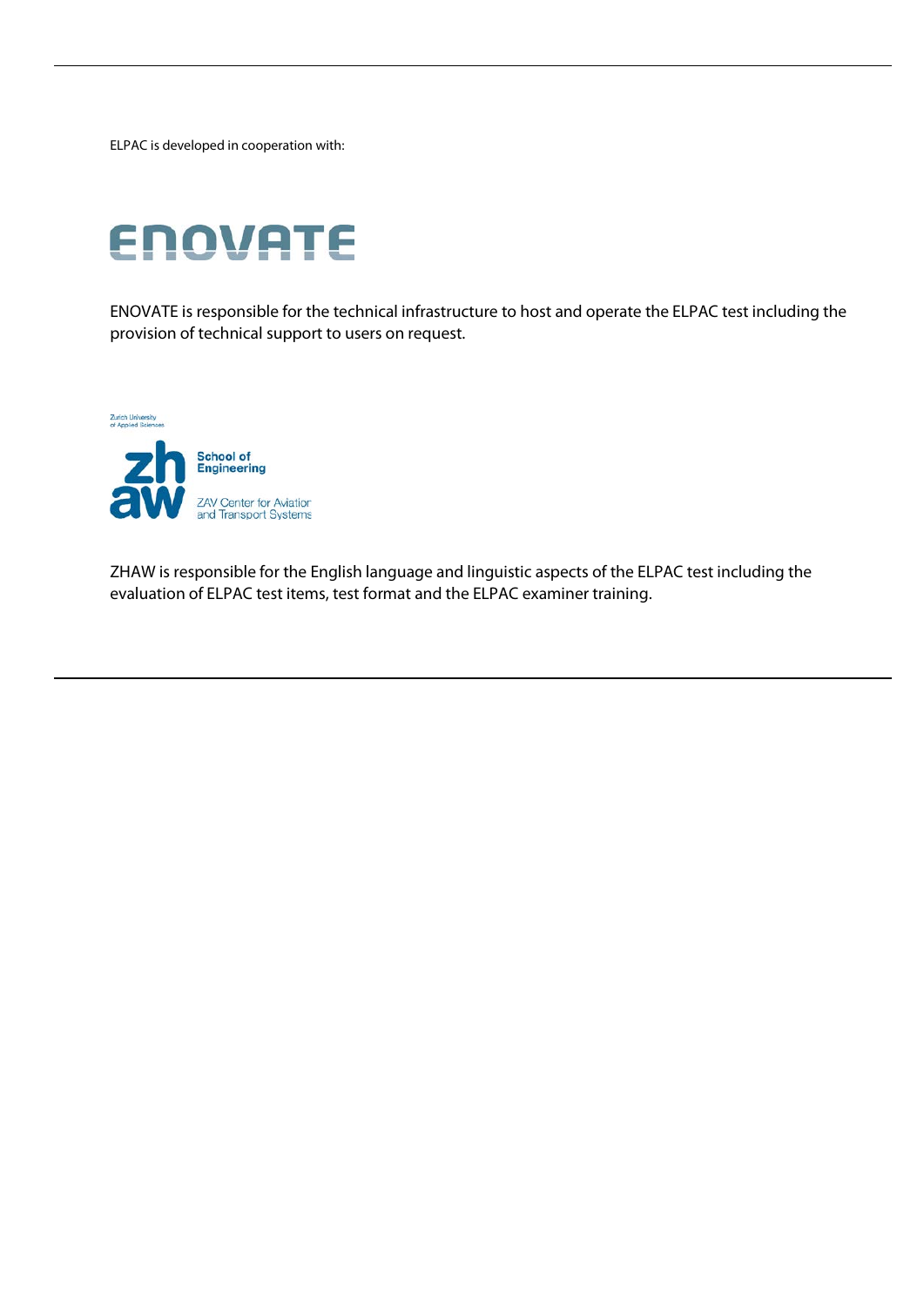ELPAC is developed in cooperation with:

ENOVATE

ENOVATE is responsible for the technical infrastructure to host and operate the ELPAC test including the provision of technical support to users on request.

Zurich University of Applied Sciences

zh aw School of Engineering

ZAV Center for Aviation and Transport Systems

ZHAW is responsible for the English language and linguistic aspects of the ELPAC test including the evaluation of ELPAC test items, test format and the ELPAC examiner training.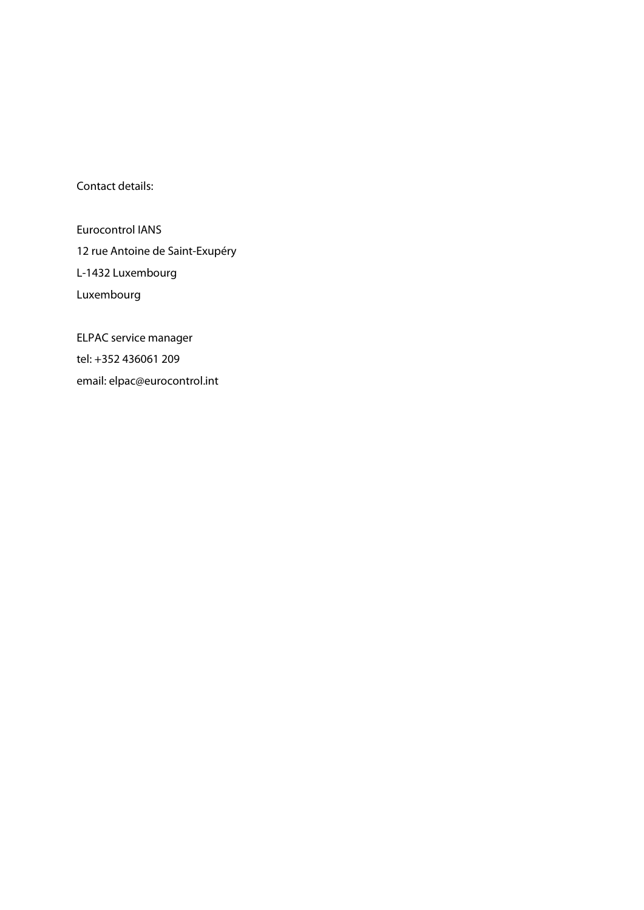Contact details:

Eurocontrol IANS
12 rue Antoine de Saint-Exupéry
L-1432 Luxembourg
Luxembourg

ELPAC service manager
tel: +352 436061 209
email: elpac@eurocontrol.int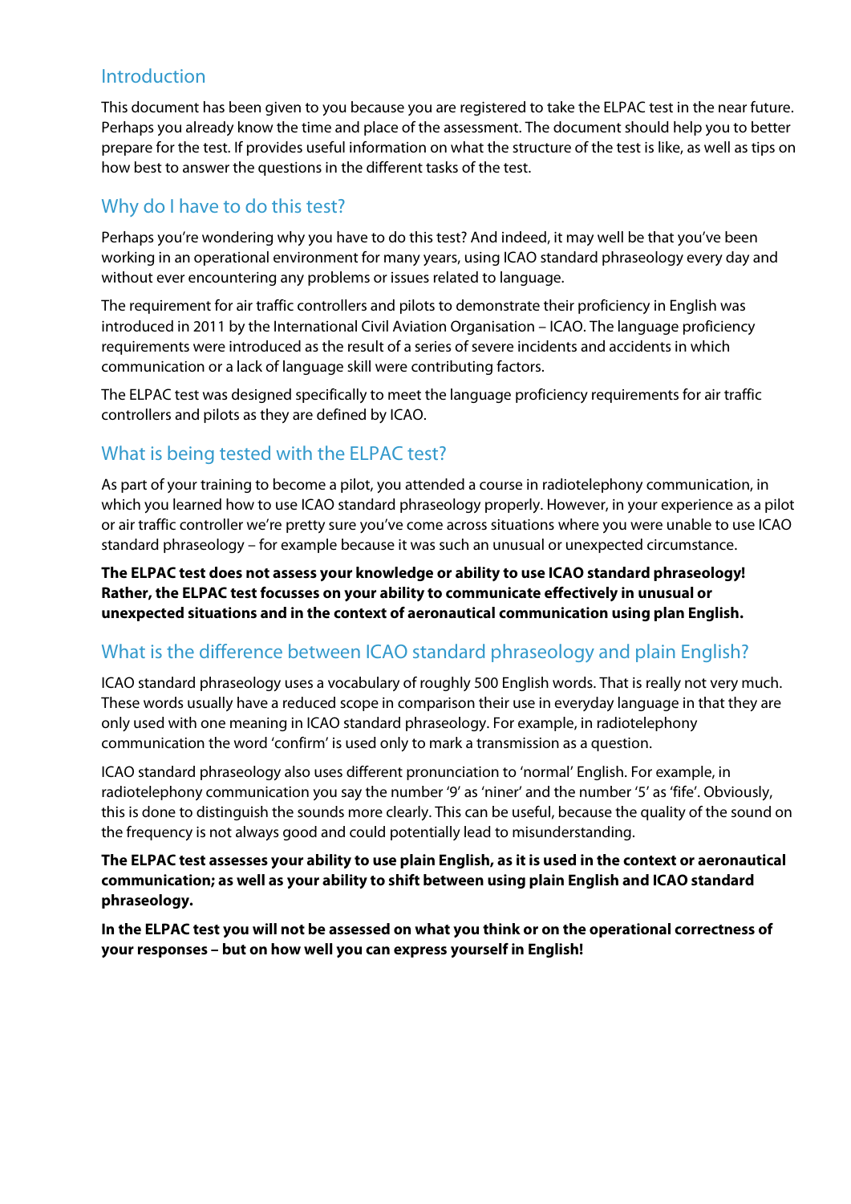## Introduction

This document has been given to you because you are registered to take the ELPAC test in the near future. Perhaps you already know the time and place of the assessment. The document should help you to better prepare for the test. If provides useful information on what the structure of the test is like, as well as tips on how best to answer the questions in the different tasks of the test.

## Why do I have to do this test?

Perhaps you're wondering why you have to do this test? And indeed, it may well be that you've been working in an operational environment for many years, using ICAO standard phraseology every day and without ever encountering any problems or issues related to language.

The requirement for air traffic controllers and pilots to demonstrate their proficiency in English was introduced in 2011 by the International Civil Aviation Organisation – ICAO. The language proficiency requirements were introduced as the result of a series of severe incidents and accidents in which communication or a lack of language skill were contributing factors.

The ELPAC test was designed specifically to meet the language proficiency requirements for air traffic controllers and pilots as they are defined by ICAO.

## What is being tested with the ELPAC test?

As part of your training to become a pilot, you attended a course in radiotelephony communication, in which you learned how to use ICAO standard phraseology properly. However, in your experience as a pilot or air traffic controller we're pretty sure you've come across situations where you were unable to use ICAO standard phraseology – for example because it was such an unusual or unexpected circumstance.

**The ELPAC test does not assess your knowledge or ability to use ICAO standard phraseology! Rather, the ELPAC test focusses on your ability to communicate effectively in unusual or unexpected situations and in the context of aeronautical communication using plan English.**

## What is the difference between ICAO standard phraseology and plain English?

ICAO standard phraseology uses a vocabulary of roughly 500 English words. That is really not very much. These words usually have a reduced scope in comparison their use in everyday language in that they are only used with one meaning in ICAO standard phraseology. For example, in radiotelephony communication the word 'confirm' is used only to mark a transmission as a question.

ICAO standard phraseology also uses different pronunciation to 'normal' English. For example, in radiotelephony communication you say the number '9' as 'niner' and the number '5' as 'fife'. Obviously, this is done to distinguish the sounds more clearly. This can be useful, because the quality of the sound on the frequency is not always good and could potentially lead to misunderstanding.

**The ELPAC test assesses your ability to use plain English, as it is used in the context or aeronautical communication; as well as your ability to shift between using plain English and ICAO standard phraseology.**

**In the ELPAC test you will not be assessed on what you think or on the operational correctness of your responses – but on how well you can express yourself in English!**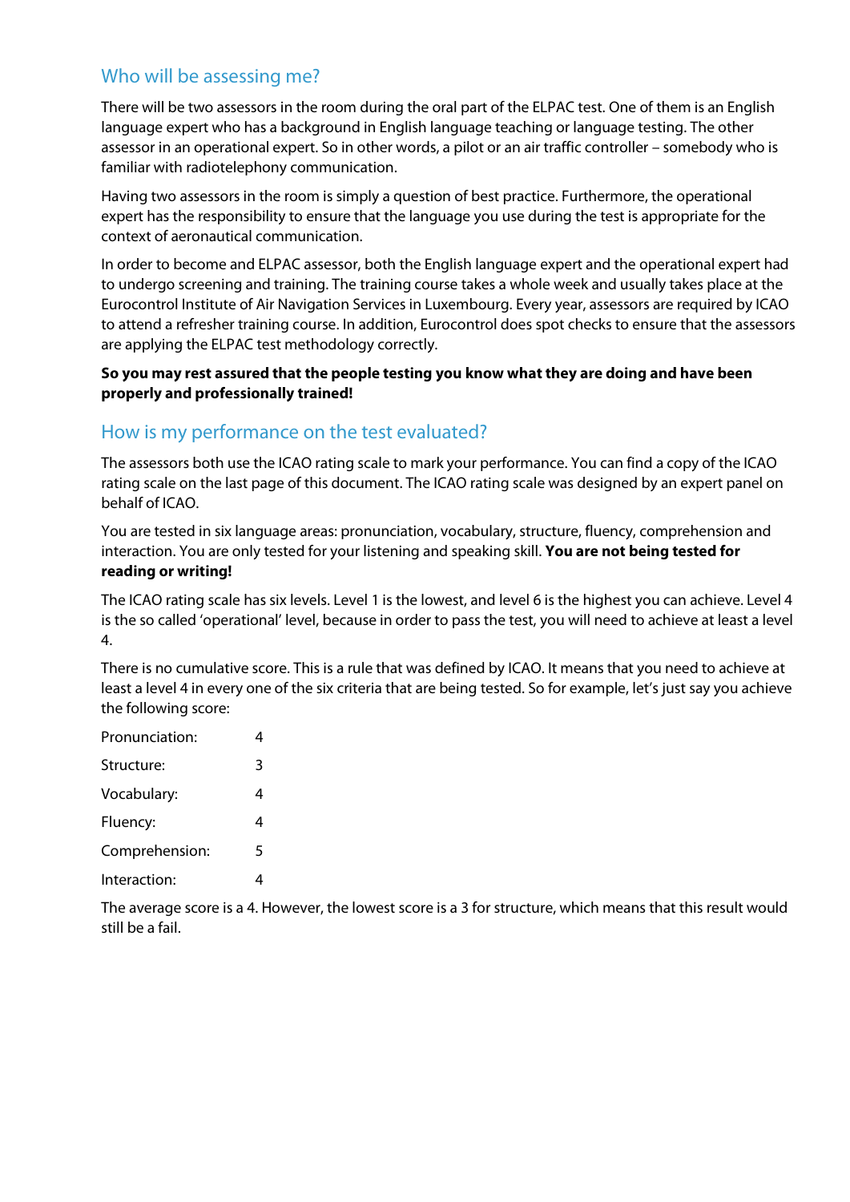## Who will be assessing me?

There will be two assessors in the room during the oral part of the ELPAC test. One of them is an English language expert who has a background in English language teaching or language testing. The other assessor in an operational expert. So in other words, a pilot or an air traffic controller – somebody who is familiar with radiotelephony communication.

Having two assessors in the room is simply a question of best practice. Furthermore, the operational expert has the responsibility to ensure that the language you use during the test is appropriate for the context of aeronautical communication.

In order to become and ELPAC assessor, both the English language expert and the operational expert had to undergo screening and training. The training course takes a whole week and usually takes place at the Eurocontrol Institute of Air Navigation Services in Luxembourg. Every year, assessors are required by ICAO to attend a refresher training course. In addition, Eurocontrol does spot checks to ensure that the assessors are applying the ELPAC test methodology correctly.

**So you may rest assured that the people testing you know what they are doing and have been properly and professionally trained!**

## How is my performance on the test evaluated?

The assessors both use the ICAO rating scale to mark your performance. You can find a copy of the ICAO rating scale on the last page of this document. The ICAO rating scale was designed by an expert panel on behalf of ICAO.

You are tested in six language areas: pronunciation, vocabulary, structure, fluency, comprehension and interaction. You are only tested for your listening and speaking skill. **You are not being tested for reading or writing!**

The ICAO rating scale has six levels. Level 1 is the lowest, and level 6 is the highest you can achieve. Level 4 is the so called 'operational' level, because in order to pass the test, you will need to achieve at least a level 4.

There is no cumulative score. This is a rule that was defined by ICAO. It means that you need to achieve at least a level 4 in every one of the six criteria that are being tested. So for example, let's just say you achieve the following score:

| | |
|---|---|
| Pronunciation: | 4 |
| Structure: | 3 |
| Vocabulary: | 4 |
| Fluency: | 4 |
| Comprehension: | 5 |
| Interaction: | 4 |

The average score is a 4. However, the lowest score is a 3 for structure, which means that this result would still be a fail.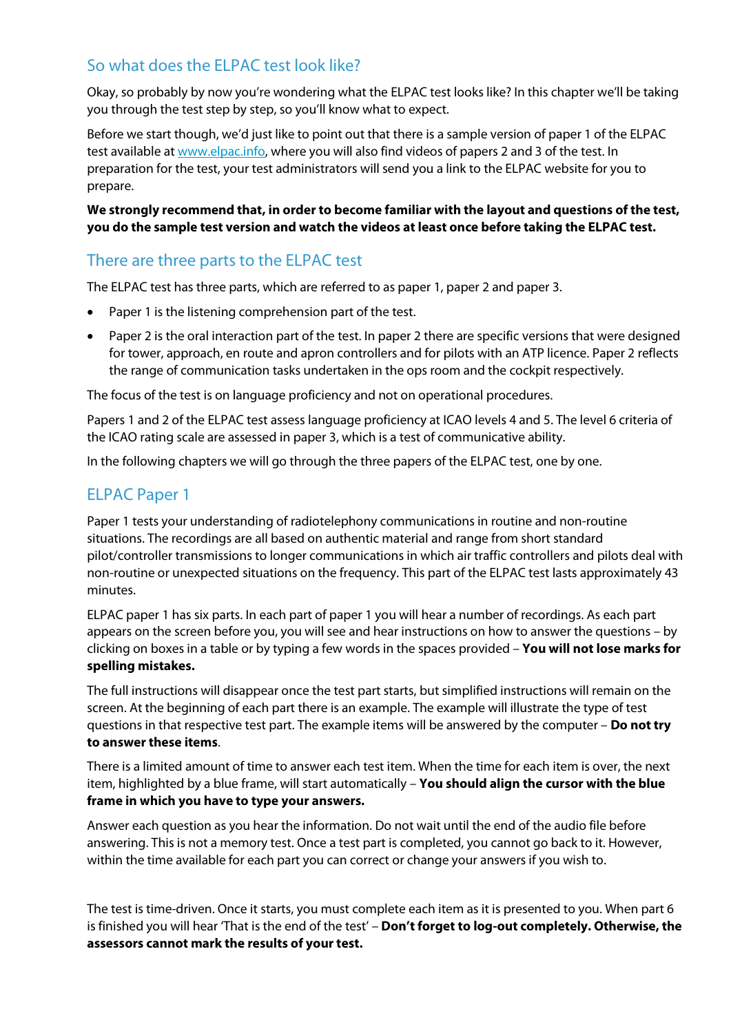## So what does the ELPAC test look like?

Okay, so probably by now you're wondering what the ELPAC test looks like? In this chapter we'll be taking you through the test step by step, so you'll know what to expect.

Before we start though, we'd just like to point out that there is a sample version of paper 1 of the ELPAC test available at [www.elpac.info](http://www.elpac.info), where you will also find videos of papers 2 and 3 of the test. In preparation for the test, your test administrators will send you a link to the ELPAC website for you to prepare.

**We strongly recommend that, in order to become familiar with the layout and questions of the test, you do the sample test version and watch the videos at least once before taking the ELPAC test.**

## There are three parts to the ELPAC test

The ELPAC test has three parts, which are referred to as paper 1, paper 2 and paper 3.

- Paper 1 is the listening comprehension part of the test.
- Paper 2 is the oral interaction part of the test. In paper 2 there are specific versions that were designed for tower, approach, en route and apron controllers and for pilots with an ATP licence. Paper 2 reflects the range of communication tasks undertaken in the ops room and the cockpit respectively.

The focus of the test is on language proficiency and not on operational procedures.

Papers 1 and 2 of the ELPAC test assess language proficiency at ICAO levels 4 and 5. The level 6 criteria of the ICAO rating scale are assessed in paper 3, which is a test of communicative ability.

In the following chapters we will go through the three papers of the ELPAC test, one by one.

## ELPAC Paper 1

Paper 1 tests your understanding of radiotelephony communications in routine and non-routine situations. The recordings are all based on authentic material and range from short standard pilot/controller transmissions to longer communications in which air traffic controllers and pilots deal with non-routine or unexpected situations on the frequency. This part of the ELPAC test lasts approximately 43 minutes.

ELPAC paper 1 has six parts. In each part of paper 1 you will hear a number of recordings. As each part appears on the screen before you, you will see and hear instructions on how to answer the questions – by clicking on boxes in a table or by typing a few words in the spaces provided – **You will not lose marks for spelling mistakes.**

The full instructions will disappear once the test part starts, but simplified instructions will remain on the screen. At the beginning of each part there is an example. The example will illustrate the type of test questions in that respective test part. The example items will be answered by the computer – **Do not try to answer these items**.

There is a limited amount of time to answer each test item. When the time for each item is over, the next item, highlighted by a blue frame, will start automatically – **You should align the cursor with the blue frame in which you have to type your answers.**

Answer each question as you hear the information. Do not wait until the end of the audio file before answering. This is not a memory test. Once a test part is completed, you cannot go back to it. However, within the time available for each part you can correct or change your answers if you wish to.

The test is time-driven. Once it starts, you must complete each item as it is presented to you. When part 6 is finished you will hear 'That is the end of the test' – **Don't forget to log-out completely. Otherwise, the assessors cannot mark the results of your test.**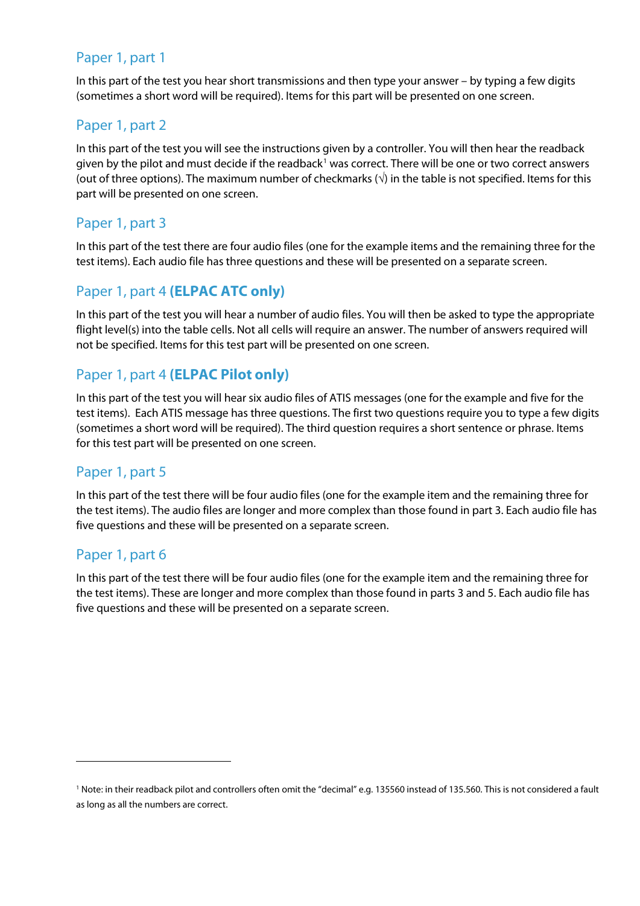## Paper 1, part 1

In this part of the test you hear short transmissions and then type your answer – by typing a few digits (sometimes a short word will be required). Items for this part will be presented on one screen.

## Paper 1, part 2

In this part of the test you will see the instructions given by a controller. You will then hear the readback given by the pilot and must decide if the readback[1] was correct. There will be one or two correct answers (out of three options). The maximum number of checkmarks (√) in the table is not specified. Items for this part will be presented on one screen.

## Paper 1, part 3

In this part of the test there are four audio files (one for the example items and the remaining three for the test items). Each audio file has three questions and these will be presented on a separate screen.

## Paper 1, part 4 **(ELPAC ATC only)**

In this part of the test you will hear a number of audio files. You will then be asked to type the appropriate flight level(s) into the table cells. Not all cells will require an answer. The number of answers required will not be specified. Items for this test part will be presented on one screen.

## Paper 1, part 4 **(ELPAC Pilot only)**

In this part of the test you will hear six audio files of ATIS messages (one for the example and five for the test items). Each ATIS message has three questions. The first two questions require you to type a few digits (sometimes a short word will be required). The third question requires a short sentence or phrase. Items for this test part will be presented on one screen.

## Paper 1, part 5

In this part of the test there will be four audio files (one for the example item and the remaining three for the test items). The audio files are longer and more complex than those found in part 3. Each audio file has five questions and these will be presented on a separate screen.

## Paper 1, part 6

In this part of the test there will be four audio files (one for the example item and the remaining three for the test items). These are longer and more complex than those found in parts 3 and 5. Each audio file has five questions and these will be presented on a separate screen.

---

[1] Note: in their readback pilot and controllers often omit the "decimal" e.g. 135560 instead of 135.560. This is not considered a fault as long as all the numbers are correct.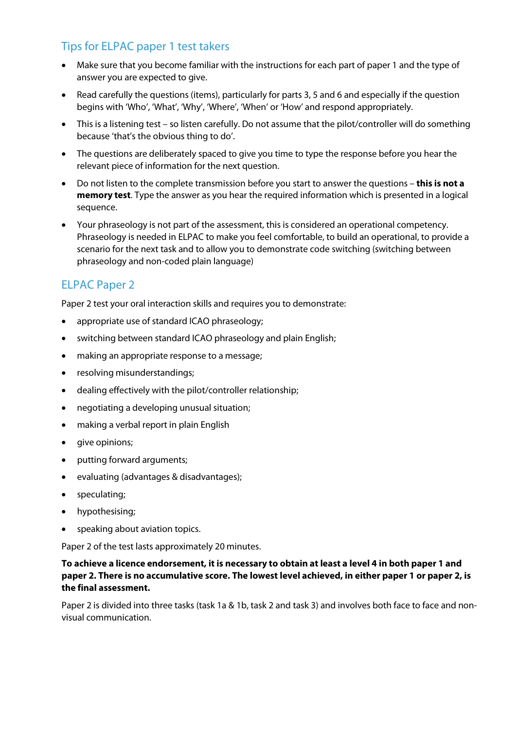## Tips for ELPAC paper 1 test takers

- Make sure that you become familiar with the instructions for each part of paper 1 and the type of answer you are expected to give.
- Read carefully the questions (items), particularly for parts 3, 5 and 6 and especially if the question begins with 'Who', 'What', 'Why', 'Where', 'When' or 'How' and respond appropriately.
- This is a listening test – so listen carefully. Do not assume that the pilot/controller will do something because 'that's the obvious thing to do'.
- The questions are deliberately spaced to give you time to type the response before you hear the relevant piece of information for the next question.
- Do not listen to the complete transmission before you start to answer the questions – **this is not a memory test**. Type the answer as you hear the required information which is presented in a logical sequence.
- Your phraseology is not part of the assessment, this is considered an operational competency. Phraseology is needed in ELPAC to make you feel comfortable, to build an operational, to provide a scenario for the next task and to allow you to demonstrate code switching (switching between phraseology and non-coded plain language)

## ELPAC Paper 2

Paper 2 test your oral interaction skills and requires you to demonstrate:

- appropriate use of standard ICAO phraseology;
- switching between standard ICAO phraseology and plain English;
- making an appropriate response to a message;
- resolving misunderstandings;
- dealing effectively with the pilot/controller relationship;
- negotiating a developing unusual situation;
- making a verbal report in plain English
- give opinions;
- putting forward arguments;
- evaluating (advantages & disadvantages);
- speculating;
- hypothesising;
- speaking about aviation topics.

Paper 2 of the test lasts approximately 20 minutes.

**To achieve a licence endorsement, it is necessary to obtain at least a level 4 in both paper 1 and paper 2. There is no accumulative score. The lowest level achieved, in either paper 1 or paper 2, is the final assessment.**

Paper 2 is divided into three tasks (task 1a & 1b, task 2 and task 3) and involves both face to face and non-visual communication.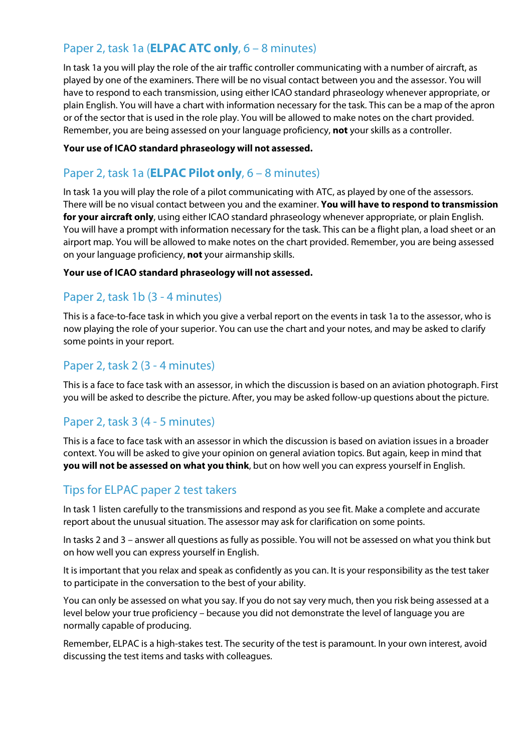## Paper 2, task 1a (**ELPAC ATC only**, 6 – 8 minutes)

In task 1a you will play the role of the air traffic controller communicating with a number of aircraft, as played by one of the examiners. There will be no visual contact between you and the assessor. You will have to respond to each transmission, using either ICAO standard phraseology whenever appropriate, or plain English. You will have a chart with information necessary for the task. This can be a map of the apron or of the sector that is used in the role play. You will be allowed to make notes on the chart provided. Remember, you are being assessed on your language proficiency, **not** your skills as a controller.

**Your use of ICAO standard phraseology will not assessed.**

## Paper 2, task 1a (**ELPAC Pilot only**, 6 – 8 minutes)

In task 1a you will play the role of a pilot communicating with ATC, as played by one of the assessors. There will be no visual contact between you and the examiner. **You will have to respond to transmission for your aircraft only**, using either ICAO standard phraseology whenever appropriate, or plain English. You will have a prompt with information necessary for the task. This can be a flight plan, a load sheet or an airport map. You will be allowed to make notes on the chart provided. Remember, you are being assessed on your language proficiency, **not** your airmanship skills.

**Your use of ICAO standard phraseology will not assessed.**

## Paper 2, task 1b (3 - 4 minutes)

This is a face-to-face task in which you give a verbal report on the events in task 1a to the assessor, who is now playing the role of your superior. You can use the chart and your notes, and may be asked to clarify some points in your report.

## Paper 2, task 2 (3 - 4 minutes)

This is a face to face task with an assessor, in which the discussion is based on an aviation photograph. First you will be asked to describe the picture. After, you may be asked follow-up questions about the picture.

## Paper 2, task 3 (4 - 5 minutes)

This is a face to face task with an assessor in which the discussion is based on aviation issues in a broader context. You will be asked to give your opinion on general aviation topics. But again, keep in mind that **you will not be assessed on what you think**, but on how well you can express yourself in English.

## Tips for ELPAC paper 2 test takers

In task 1 listen carefully to the transmissions and respond as you see fit. Make a complete and accurate report about the unusual situation. The assessor may ask for clarification on some points.

In tasks 2 and 3 – answer all questions as fully as possible. You will not be assessed on what you think but on how well you can express yourself in English.

It is important that you relax and speak as confidently as you can. It is your responsibility as the test taker to participate in the conversation to the best of your ability.

You can only be assessed on what you say. If you do not say very much, then you risk being assessed at a level below your true proficiency – because you did not demonstrate the level of language you are normally capable of producing.

Remember, ELPAC is a high-stakes test. The security of the test is paramount. In your own interest, avoid discussing the test items and tasks with colleagues.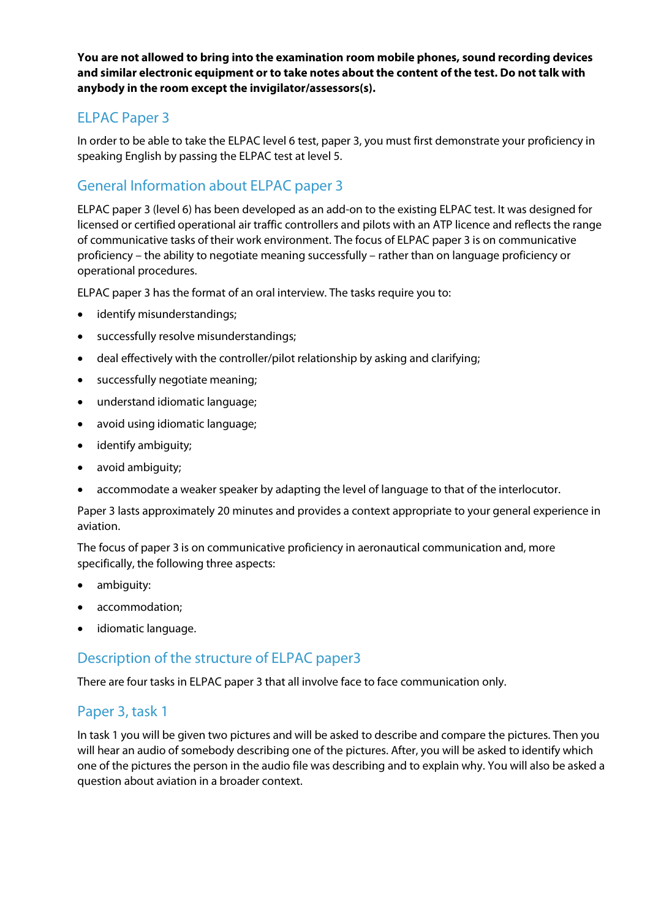**You are not allowed to bring into the examination room mobile phones, sound recording devices and similar electronic equipment or to take notes about the content of the test. Do not talk with anybody in the room except the invigilator/assessors(s).**

## ELPAC Paper 3

In order to be able to take the ELPAC level 6 test, paper 3, you must first demonstrate your proficiency in speaking English by passing the ELPAC test at level 5.

## General Information about ELPAC paper 3

ELPAC paper 3 (level 6) has been developed as an add-on to the existing ELPAC test. It was designed for licensed or certified operational air traffic controllers and pilots with an ATP licence and reflects the range of communicative tasks of their work environment. The focus of ELPAC paper 3 is on communicative proficiency – the ability to negotiate meaning successfully – rather than on language proficiency or operational procedures.

ELPAC paper 3 has the format of an oral interview. The tasks require you to:

- identify misunderstandings;
- successfully resolve misunderstandings;
- deal effectively with the controller/pilot relationship by asking and clarifying;
- successfully negotiate meaning;
- understand idiomatic language;
- avoid using idiomatic language;
- identify ambiguity;
- avoid ambiguity;
- accommodate a weaker speaker by adapting the level of language to that of the interlocutor.

Paper 3 lasts approximately 20 minutes and provides a context appropriate to your general experience in aviation.

The focus of paper 3 is on communicative proficiency in aeronautical communication and, more specifically, the following three aspects:

- ambiguity:
- accommodation;
- idiomatic language.

## Description of the structure of ELPAC paper3

There are four tasks in ELPAC paper 3 that all involve face to face communication only.

## Paper 3, task 1

In task 1 you will be given two pictures and will be asked to describe and compare the pictures. Then you will hear an audio of somebody describing one of the pictures. After, you will be asked to identify which one of the pictures the person in the audio file was describing and to explain why. You will also be asked a question about aviation in a broader context.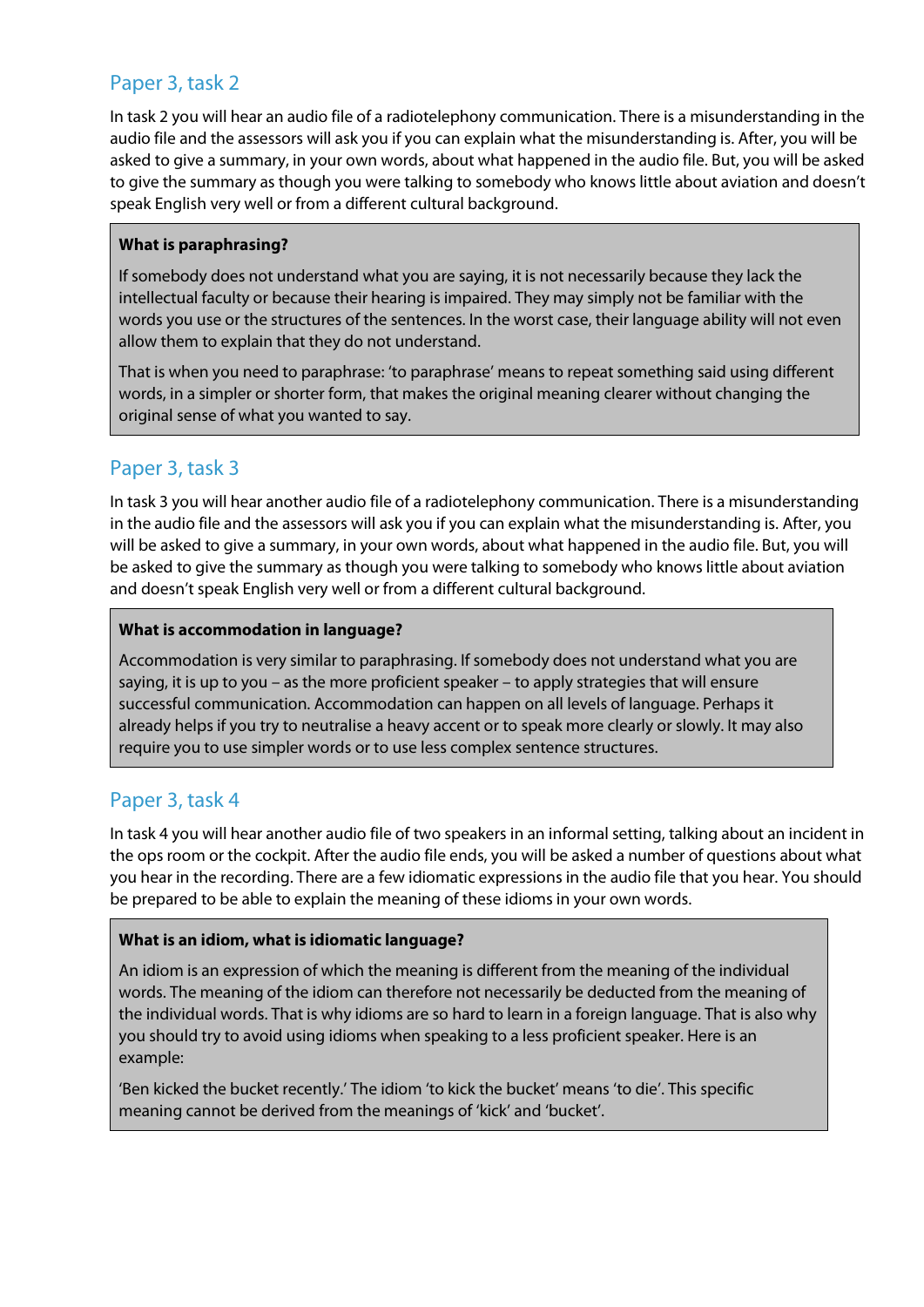## Paper 3, task 2

In task 2 you will hear an audio file of a radiotelephony communication. There is a misunderstanding in the audio file and the assessors will ask you if you can explain what the misunderstanding is. After, you will be asked to give a summary, in your own words, about what happened in the audio file. But, you will be asked to give the summary as though you were talking to somebody who knows little about aviation and doesn't speak English very well or from a different cultural background.

> **What is paraphrasing?**
>
> If somebody does not understand what you are saying, it is not necessarily because they lack the intellectual faculty or because their hearing is impaired. They may simply not be familiar with the words you use or the structures of the sentences. In the worst case, their language ability will not even allow them to explain that they do not understand.
>
> That is when you need to paraphrase: 'to paraphrase' means to repeat something said using different words, in a simpler or shorter form, that makes the original meaning clearer without changing the original sense of what you wanted to say.

## Paper 3, task 3

In task 3 you will hear another audio file of a radiotelephony communication. There is a misunderstanding in the audio file and the assessors will ask you if you can explain what the misunderstanding is. After, you will be asked to give a summary, in your own words, about what happened in the audio file. But, you will be asked to give the summary as though you were talking to somebody who knows little about aviation and doesn't speak English very well or from a different cultural background.

> **What is accommodation in language?**
>
> Accommodation is very similar to paraphrasing. If somebody does not understand what you are saying, it is up to you – as the more proficient speaker – to apply strategies that will ensure successful communication. Accommodation can happen on all levels of language. Perhaps it already helps if you try to neutralise a heavy accent or to speak more clearly or slowly. It may also require you to use simpler words or to use less complex sentence structures.

## Paper 3, task 4

In task 4 you will hear another audio file of two speakers in an informal setting, talking about an incident in the ops room or the cockpit. After the audio file ends, you will be asked a number of questions about what you hear in the recording. There are a few idiomatic expressions in the audio file that you hear. You should be prepared to be able to explain the meaning of these idioms in your own words.

> **What is an idiom, what is idiomatic language?**
>
> An idiom is an expression of which the meaning is different from the meaning of the individual words. The meaning of the idiom can therefore not necessarily be deducted from the meaning of the individual words. That is why idioms are so hard to learn in a foreign language. That is also why you should try to avoid using idioms when speaking to a less proficient speaker. Here is an example:
>
> 'Ben kicked the bucket recently.' The idiom 'to kick the bucket' means 'to die'. This specific meaning cannot be derived from the meanings of 'kick' and 'bucket'.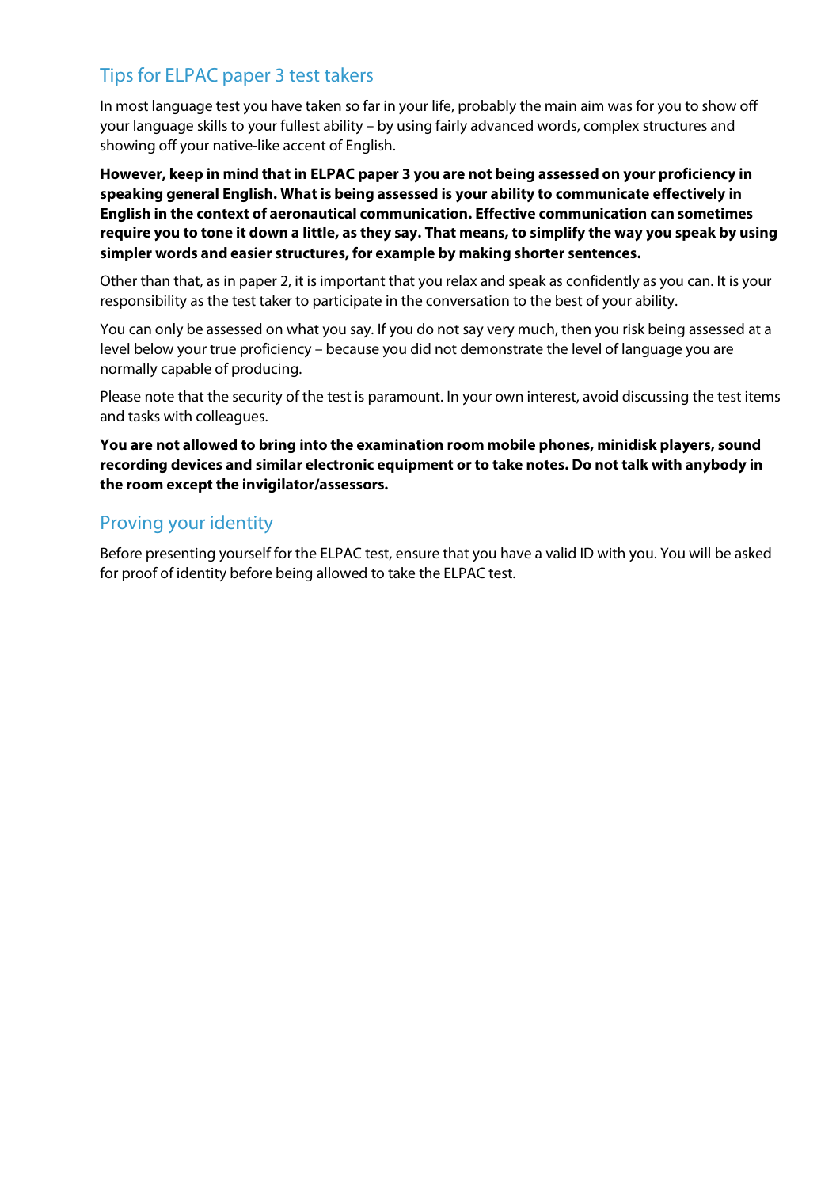## Tips for ELPAC paper 3 test takers

In most language test you have taken so far in your life, probably the main aim was for you to show off your language skills to your fullest ability – by using fairly advanced words, complex structures and showing off your native-like accent of English.

**However, keep in mind that in ELPAC paper 3 you are not being assessed on your proficiency in speaking general English. What is being assessed is your ability to communicate effectively in English in the context of aeronautical communication. Effective communication can sometimes require you to tone it down a little, as they say. That means, to simplify the way you speak by using simpler words and easier structures, for example by making shorter sentences.**

Other than that, as in paper 2, it is important that you relax and speak as confidently as you can. It is your responsibility as the test taker to participate in the conversation to the best of your ability.

You can only be assessed on what you say. If you do not say very much, then you risk being assessed at a level below your true proficiency – because you did not demonstrate the level of language you are normally capable of producing.

Please note that the security of the test is paramount. In your own interest, avoid discussing the test items and tasks with colleagues.

**You are not allowed to bring into the examination room mobile phones, minidisk players, sound recording devices and similar electronic equipment or to take notes. Do not talk with anybody in the room except the invigilator/assessors.**

## Proving your identity

Before presenting yourself for the ELPAC test, ensure that you have a valid ID with you. You will be asked for proof of identity before being allowed to take the ELPAC test.